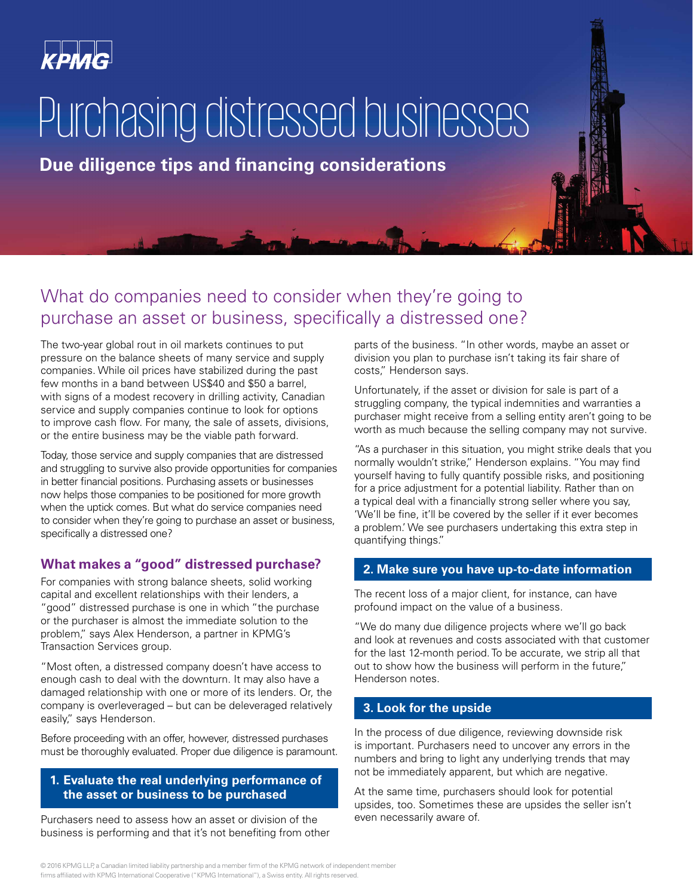KPMG

# Purchasing distressed businesses

**Due diligence tips and financing considerations**

## What do companies need to consider when they're going to purchase an asset or business, specifically a distressed one?

The two-year global rout in oil markets continues to put pressure on the balance sheets of many service and supply companies. While oil prices have stabilized during the past few months in a band between US$40 and $50 a barrel, with signs of a modest recovery in drilling activity, Canadian service and supply companies continue to look for options to improve cash flow. For many, the sale of assets, divisions, or the entire business may be the viable path forward.

Today, those service and supply companies that are distressed and struggling to survive also provide opportunities for companies in better financial positions. Purchasing assets or businesses now helps those companies to be positioned for more growth when the uptick comes. But what do service companies need to consider when they're going to purchase an asset or business, specifically a distressed one?

### What makes a "good" distressed purchase?

For companies with strong balance sheets, solid working capital and excellent relationships with their lenders, a "good" distressed purchase is one in which "the purchase or the purchaser is almost the immediate solution to the problem," says Alex Henderson, a partner in KPMG's Transaction Services group.

"Most often, a distressed company doesn't have access to enough cash to deal with the downturn. It may also have a damaged relationship with one or more of its lenders. Or, the company is overleveraged – but can be deleveraged relatively easily," says Henderson.

Before proceeding with an offer, however, distressed purchases must be thoroughly evaluated. Proper due diligence is paramount.

#### 1. Evaluate the real underlying performance of the asset or business to be purchased

Purchasers need to assess how an asset or division of the business is performing and that it's not benefiting from other parts of the business. "In other words, maybe an asset or division you plan to purchase isn't taking its fair share of costs," Henderson says.

Unfortunately, if the asset or division for sale is part of a struggling company, the typical indemnities and warranties a purchaser might receive from a selling entity aren't going to be worth as much because the selling company may not survive.

"As a purchaser in this situation, you might strike deals that you normally wouldn't strike," Henderson explains. "You may find yourself having to fully quantify possible risks, and positioning for a price adjustment for a potential liability. Rather than on a typical deal with a financially strong seller where you say, 'We'll be fine, it'll be covered by the seller if it ever becomes a problem.' We see purchasers undertaking this extra step in quantifying things."

#### 2. Make sure you have up-to-date information

The recent loss of a major client, for instance, can have profound impact on the value of a business.

"We do many due diligence projects where we'll go back and look at revenues and costs associated with that customer for the last 12-month period. To be accurate, we strip all that out to show how the business will perform in the future," Henderson notes.

#### 3. Look for the upside

In the process of due diligence, reviewing downside risk is important. Purchasers need to uncover any errors in the numbers and bring to light any underlying trends that may not be immediately apparent, but which are negative.

At the same time, purchasers should look for potential upsides, too. Sometimes these are upsides the seller isn't even necessarily aware of.

© 2016 KPMG LLP, a Canadian limited liability partnership and a member firm of the KPMG network of independent member firms affiliated with KPMG International Cooperative ("KPMG International"), a Swiss entity. All rights reserved.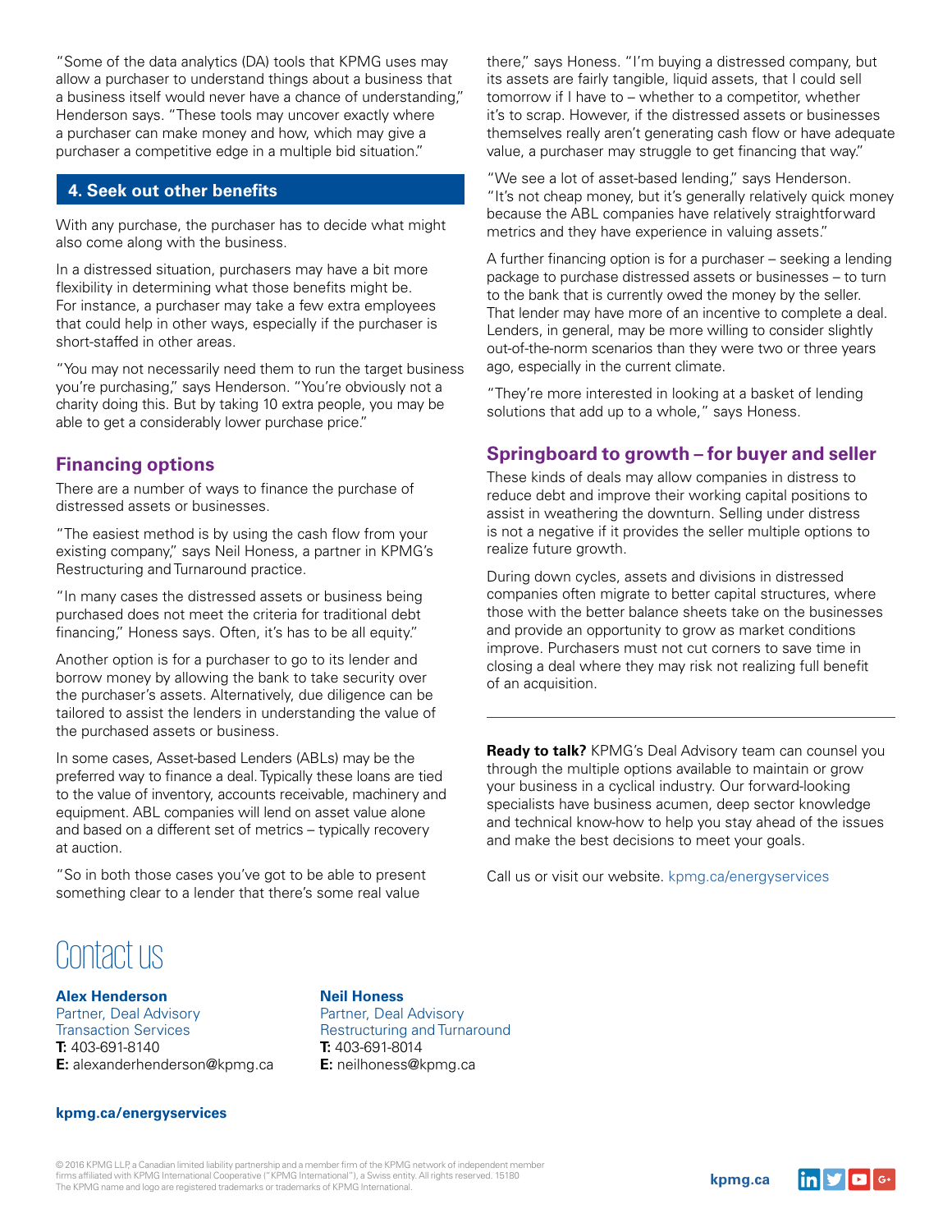"Some of the data analytics (DA) tools that KPMG uses may allow a purchaser to understand things about a business that a business itself would never have a chance of understanding," Henderson says. "These tools may uncover exactly where a purchaser can make money and how, which may give a purchaser a competitive edge in a multiple bid situation."

## 4. Seek out other benefits

With any purchase, the purchaser has to decide what might also come along with the business.

In a distressed situation, purchasers may have a bit more flexibility in determining what those benefits might be. For instance, a purchaser may take a few extra employees that could help in other ways, especially if the purchaser is short-staffed in other areas.

"You may not necessarily need them to run the target business you're purchasing," says Henderson. "You're obviously not a charity doing this. But by taking 10 extra people, you may be able to get a considerably lower purchase price."

## Financing options

There are a number of ways to finance the purchase of distressed assets or businesses.

"The easiest method is by using the cash flow from your existing company," says Neil Honess, a partner in KPMG's Restructuring and Turnaround practice.

"In many cases the distressed assets or business being purchased does not meet the criteria for traditional debt financing," Honess says. Often, it's has to be all equity."

Another option is for a purchaser to go to its lender and borrow money by allowing the bank to take security over the purchaser's assets. Alternatively, due diligence can be tailored to assist the lenders in understanding the value of the purchased assets or business.

In some cases, Asset-based Lenders (ABLs) may be the preferred way to finance a deal. Typically these loans are tied to the value of inventory, accounts receivable, machinery and equipment. ABL companies will lend on asset value alone and based on a different set of metrics – typically recovery at auction.

"So in both those cases you've got to be able to present something clear to a lender that there's some real value there," says Honess. "I'm buying a distressed company, but its assets are fairly tangible, liquid assets, that I could sell tomorrow if I have to – whether to a competitor, whether it's to scrap. However, if the distressed assets or businesses themselves really aren't generating cash flow or have adequate value, a purchaser may struggle to get financing that way."

"We see a lot of asset-based lending," says Henderson. "It's not cheap money, but it's generally relatively quick money because the ABL companies have relatively straightforward metrics and they have experience in valuing assets."

A further financing option is for a purchaser – seeking a lending package to purchase distressed assets or businesses – to turn to the bank that is currently owed the money by the seller. That lender may have more of an incentive to complete a deal. Lenders, in general, may be more willing to consider slightly out-of-the-norm scenarios than they were two or three years ago, especially in the current climate.

"They're more interested in looking at a basket of lending solutions that add up to a whole," says Honess.

## Springboard to growth – for buyer and seller

These kinds of deals may allow companies in distress to reduce debt and improve their working capital positions to assist in weathering the downturn. Selling under distress is not a negative if it provides the seller multiple options to realize future growth.

During down cycles, assets and divisions in distressed companies often migrate to better capital structures, where those with the better balance sheets take on the businesses and provide an opportunity to grow as market conditions improve. Purchasers must not cut corners to save time in closing a deal where they may risk not realizing full benefit of an acquisition.

---

**Ready to talk?** KPMG's Deal Advisory team can counsel you through the multiple options available to maintain or grow your business in a cyclical industry. Our forward-looking specialists have business acumen, deep sector knowledge and technical know-how to help you stay ahead of the issues and make the best decisions to meet your goals.

Call us or visit our website. kpmg.ca/energyservices

# Contact us

**Alex Henderson**
Partner, Deal Advisory
Transaction Services
**T:** 403-691-8140
**E:** alexanderhenderson@kpmg.ca

**Neil Honess**
Partner, Deal Advisory
Restructuring and Turnaround
**T:** 403-691-8014
**E:** neilhoness@kpmg.ca

**kpmg.ca/energyservices**

© 2016 KPMG LLP, a Canadian limited liability partnership and a member firm of the KPMG network of independent member firms affiliated with KPMG International Cooperative ("KPMG International"), a Swiss entity. All rights reserved. 15180
The KPMG name and logo are registered trademarks or trademarks of KPMG International.

kpmg.ca